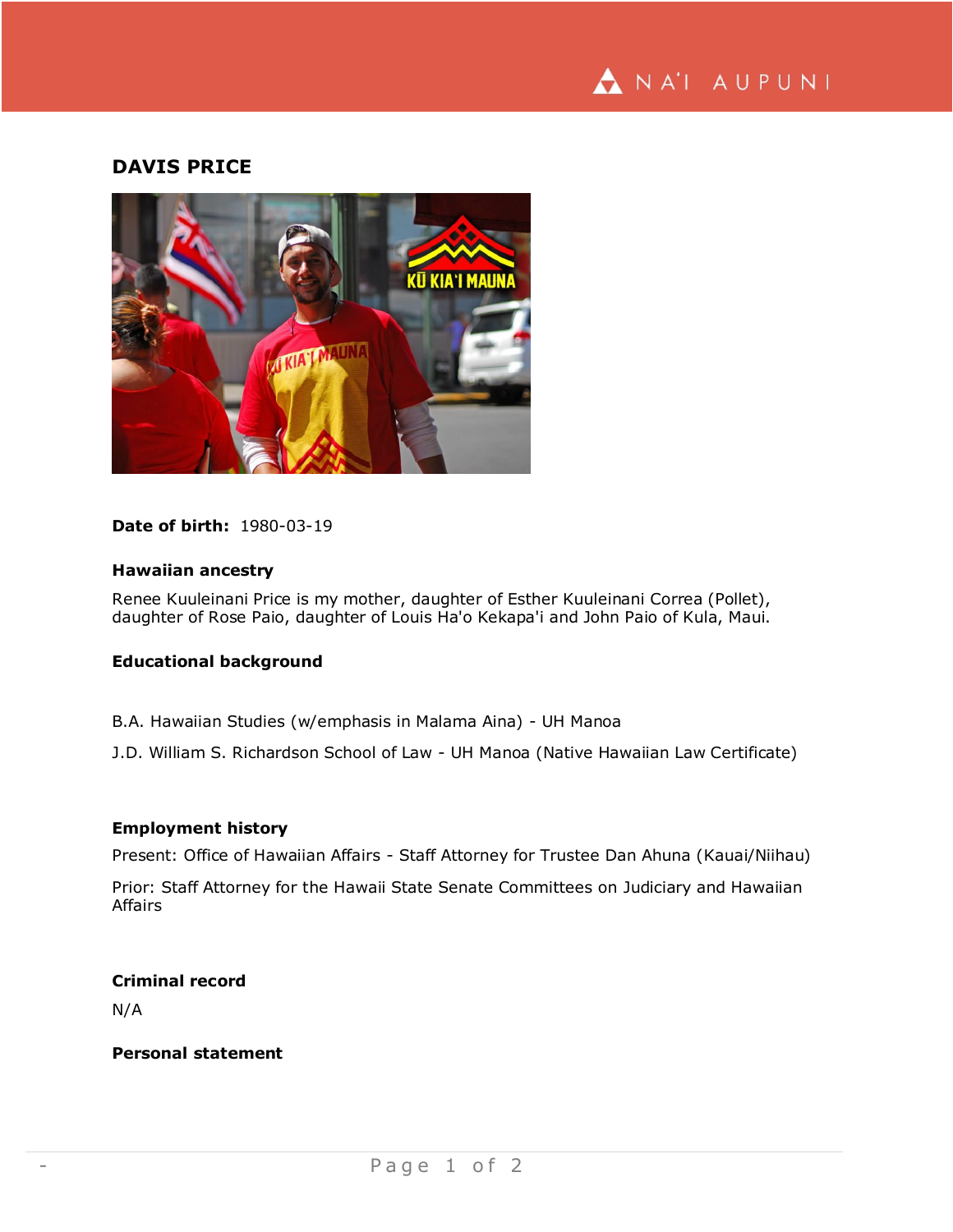# DAVIS PRICE

**Date of birth:** 1980-03-19

### Hawaiian ancestry

Renee Kuuleinani Price is my mother, daughter of Esther Kuuleinani Correa (Pollet), daughter of Rose Paio, daughter of Louis Ha'o Kekapa'i and John Paio of Kula, Maui.

### Educational background

B.A. Hawaiian Studies (w/emphasis in Malama Aina) - UH Manoa

J.D. William S. Richardson School of Law - UH Manoa (Native Hawaiian Law Certificate)

### Employment history

Present: Office of Hawaiian Affairs - Staff Attorney for Trustee Dan Ahuna (Kauai/Niihau)

Prior: Staff Attorney for the Hawaii State Senate Committees on Judiciary and Hawaiian Affairs

### Criminal record

N/A

### Personal statement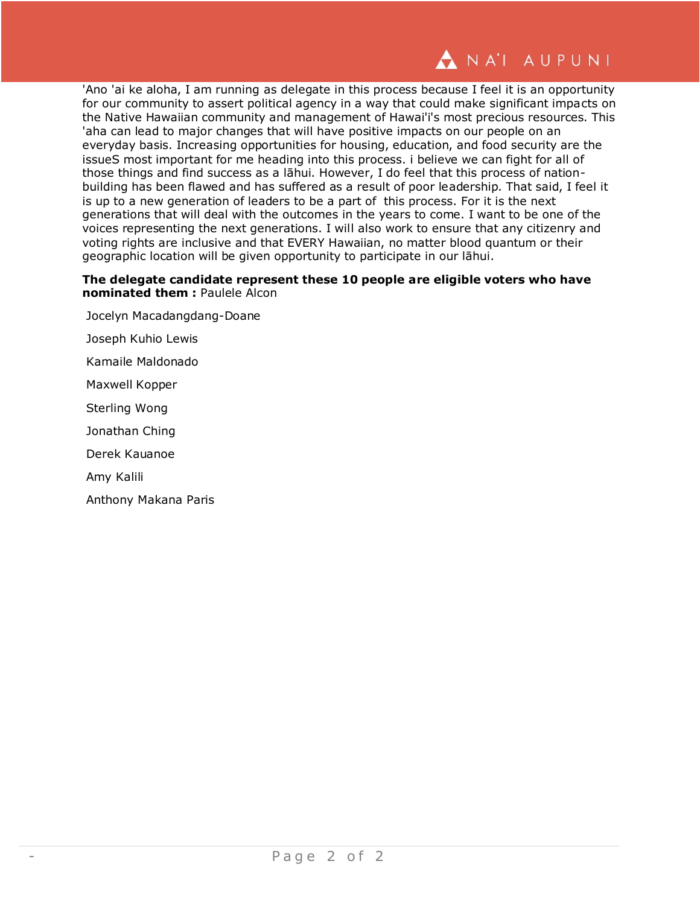'Ano 'ai ke aloha, I am running as delegate in this process because I feel it is an opportunity for our community to assert political agency in a way that could make significant impacts on the Native Hawaiian community and management of Hawai'i's most precious resources. This 'aha can lead to major changes that will have positive impacts on our people on an everyday basis. Increasing opportunities for housing, education, and food security are the issueS most important for me heading into this process. i believe we can fight for all of those things and find success as a lāhui. However, I do feel that this process of nation-building has been flawed and has suffered as a result of poor leadership. That said, I feel it is up to a new generation of leaders to be a part of this process. For it is the next generations that will deal with the outcomes in the years to come. I want to be one of the voices representing the next generations. I will also work to ensure that any citizenry and voting rights are inclusive and that EVERY Hawaiian, no matter blood quantum or their geographic location will be given opportunity to participate in our lāhui.

**The delegate candidate represent these 10 people are eligible voters who have nominated them :** Paulele Alcon

Jocelyn Macadangdang-Doane

Joseph Kuhio Lewis

Kamaile Maldonado

Maxwell Kopper

Sterling Wong

Jonathan Ching

Derek Kauanoe

Amy Kalili

Anthony Makana Paris